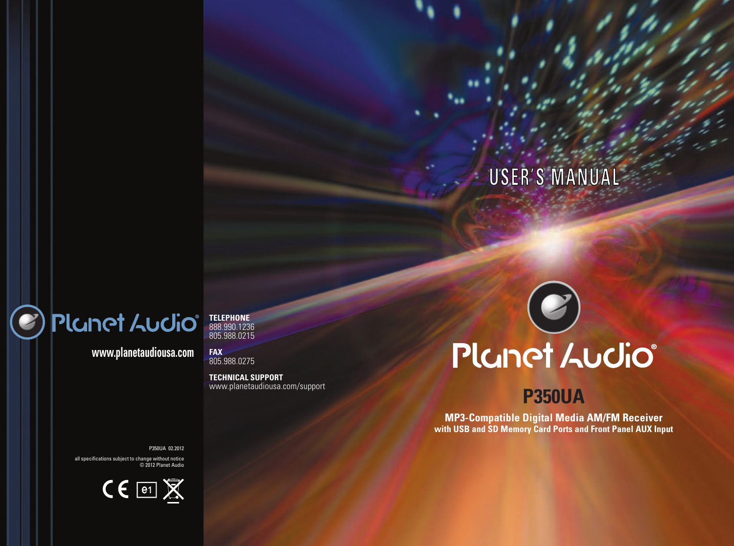# USER'S MANUAL

Planet Audio®

## P350UA

**MP3-Compatible Digital Media AM/FM Receiver**
**with USB and SD Memory Card Ports and Front Panel AUX Input**

Planet Audio®

**www.planetaudiousa.com**

**TELEPHONE**
888.990.1236
805.988.0215

**FAX**
805.988.0275

**TECHNICAL SUPPORT**
www.planetaudiousa.com/support

P350UA 02.2012

all specifications subject to change without notice
© 2012 Planet Audio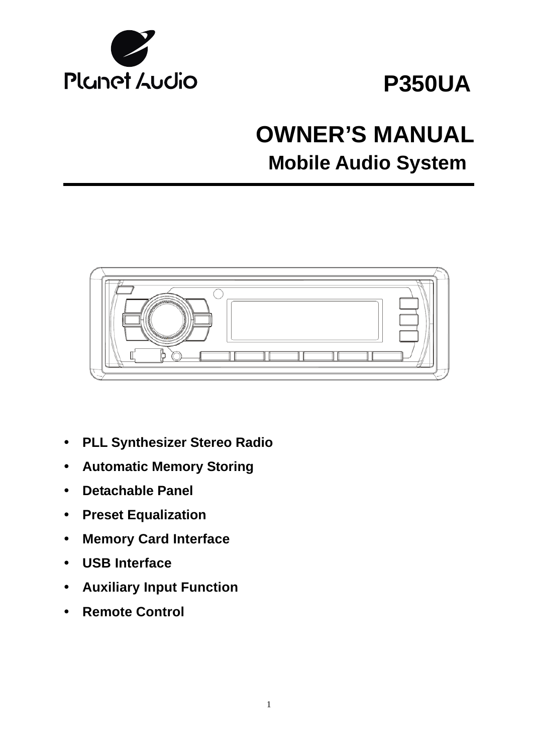Planet Audio

# P350UA

# OWNER'S MANUAL

## Mobile Audio System

- **PLL Synthesizer Stereo Radio**
- **Automatic Memory Storing**
- **Detachable Panel**
- **Preset Equalization**
- **Memory Card Interface**
- **USB Interface**
- **Auxiliary Input Function**
- **Remote Control**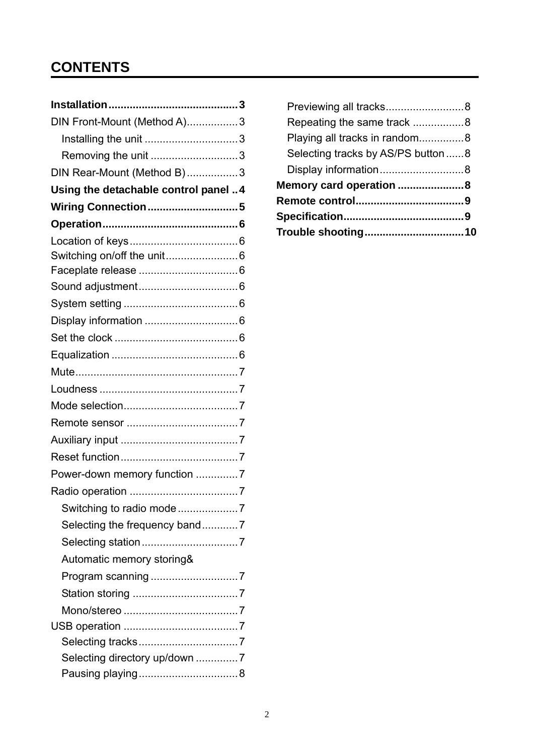# CONTENTS

**Installation........................................... 3**

DIN Front-Mount (Method A)................. 3

- Installing the unit ............................... 3
- Removing the unit ............................. 3

DIN Rear-Mount (Method B) ................. 3

**Using the detachable control panel .. 4**

**Wiring Connection .............................. 5**

**Operation............................................. 6**

Location of keys.................................... 6

Switching on/off the unit........................ 6

Faceplate release ................................. 6

Sound adjustment................................. 6

System setting ...................................... 6

Display information ............................... 6

Set the clock ......................................... 6

Equalization .......................................... 6

Mute...................................................... 7

Loudness .............................................. 7

Mode selection...................................... 7

Remote sensor ..................................... 7

Auxiliary input ....................................... 7

Reset function....................................... 7

Power-down memory function .............. 7

Radio operation .................................... 7

- Switching to radio mode .................... 7
- Selecting the frequency band............ 7
- Selecting station................................ 7
- Automatic memory storing& Program scanning ............................ 7
- Station storing ................................... 7
- Mono/stereo ...................................... 7

USB operation ...................................... 7

- Selecting tracks................................. 7
- Selecting directory up/down .............. 7
- Pausing playing................................. 8
- Previewing all tracks.......................... 8
- Repeating the same track ................. 8
- Playing all tracks in random............... 8
- Selecting tracks by AS/PS button ...... 8
- Display information............................ 8

**Memory card operation ...................... 8**

**Remote control.................................... 9**

**Specification........................................ 9**

**Trouble shooting................................. 10**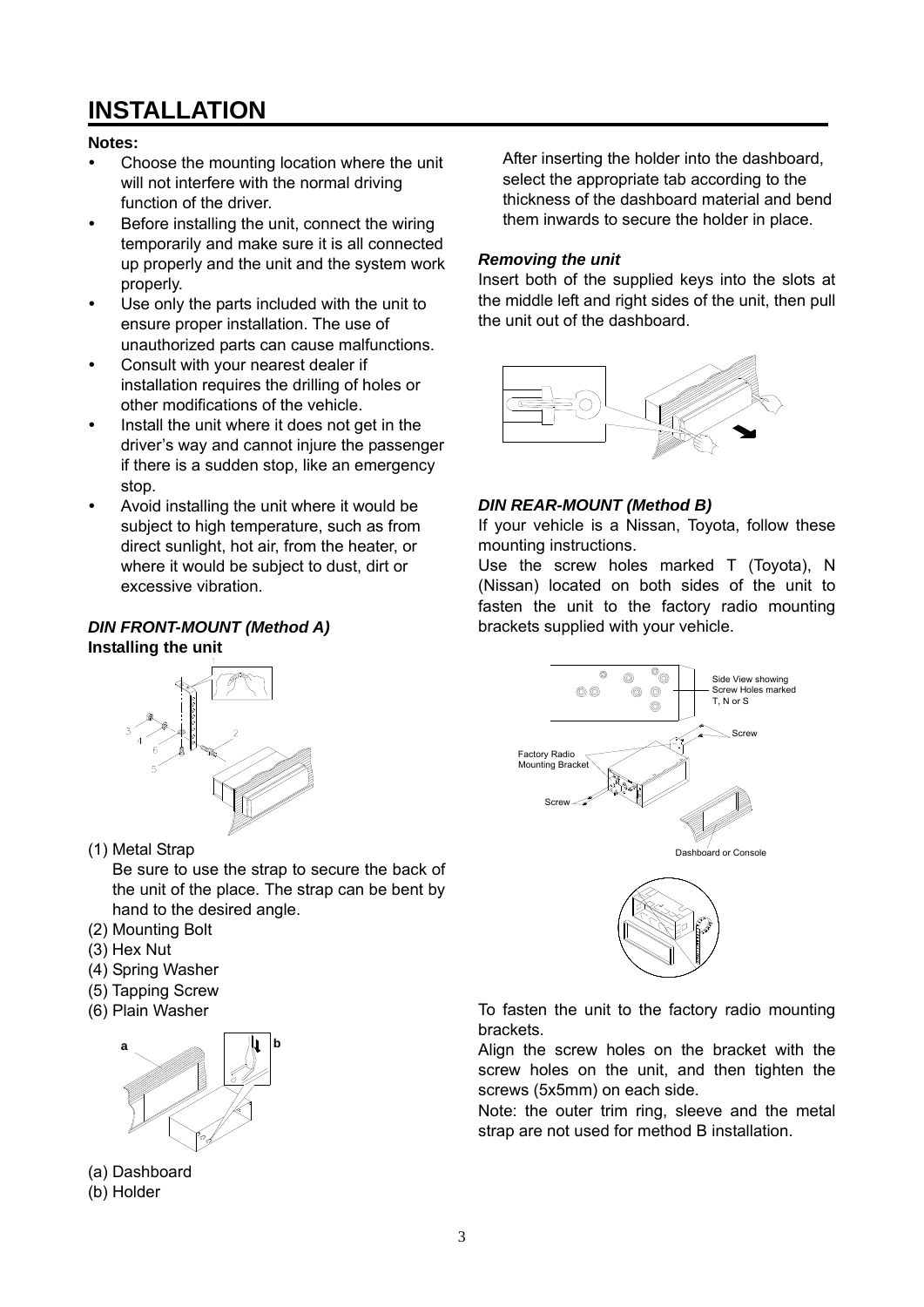# INSTALLATION

**Notes:**

- Choose the mounting location where the unit will not interfere with the normal driving function of the driver.
- Before installing the unit, connect the wiring temporarily and make sure it is all connected up properly and the unit and the system work properly.
- Use only the parts included with the unit to ensure proper installation. The use of unauthorized parts can cause malfunctions.
- Consult with your nearest dealer if installation requires the drilling of holes or other modifications of the vehicle.
- Install the unit where it does not get in the driver's way and cannot injure the passenger if there is a sudden stop, like an emergency stop.
- Avoid installing the unit where it would be subject to high temperature, such as from direct sunlight, hot air, from the heater, or where it would be subject to dust, dirt or excessive vibration.

### *DIN FRONT-MOUNT (Method A)*

**Installing the unit**

(1) Metal Strap
   Be sure to use the strap to secure the back of the unit of the place. The strap can be bent by hand to the desired angle.
(2) Mounting Bolt
(3) Hex Nut
(4) Spring Washer
(5) Tapping Screw
(6) Plain Washer

(a) Dashboard
(b) Holder

After inserting the holder into the dashboard, select the appropriate tab according to the thickness of the dashboard material and bend them inwards to secure the holder in place.

### *Removing the unit*

Insert both of the supplied keys into the slots at the middle left and right sides of the unit, then pull the unit out of the dashboard.

### *DIN REAR-MOUNT (Method B)*

If your vehicle is a Nissan, Toyota, follow these mounting instructions.

Use the screw holes marked T (Toyota), N (Nissan) located on both sides of the unit to fasten the unit to the factory radio mounting brackets supplied with your vehicle.

Side View showing Screw Holes marked T, N or S

Screw

Factory Radio Mounting Bracket

Screw

Dashboard or Console

To fasten the unit to the factory radio mounting brackets.

Align the screw holes on the bracket with the screw holes on the unit, and then tighten the screws (5x5mm) on each side.

Note: the outer trim ring, sleeve and the metal strap are not used for method B installation.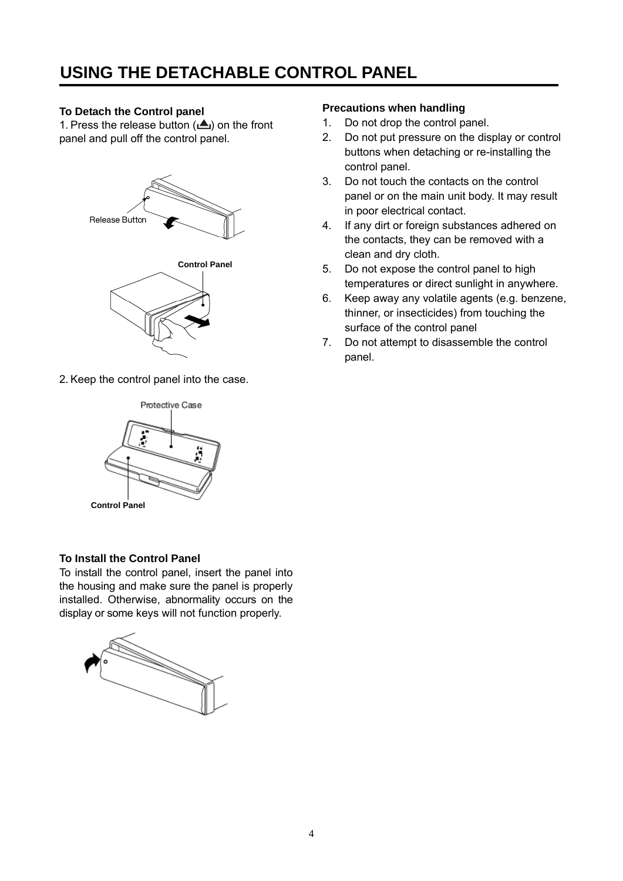# USING THE DETACHABLE CONTROL PANEL

**To Detach the Control panel**

1. Press the release button (⏏) on the front panel and pull off the control panel.

2. Keep the control panel into the case.

**To Install the Control Panel**

To install the control panel, insert the panel into the housing and make sure the panel is properly installed. Otherwise, abnormality occurs on the display or some keys will not function properly.

**Precautions when handling**

1. Do not drop the control panel.
2. Do not put pressure on the display or control buttons when detaching or re-installing the control panel.
3. Do not touch the contacts on the control panel or on the main unit body. It may result in poor electrical contact.
4. If any dirt or foreign substances adhered on the contacts, they can be removed with a clean and dry cloth.
5. Do not expose the control panel to high temperatures or direct sunlight in anywhere.
6. Keep away any volatile agents (e.g. benzene, thinner, or insecticides) from touching the surface of the control panel
7. Do not attempt to disassemble the control panel.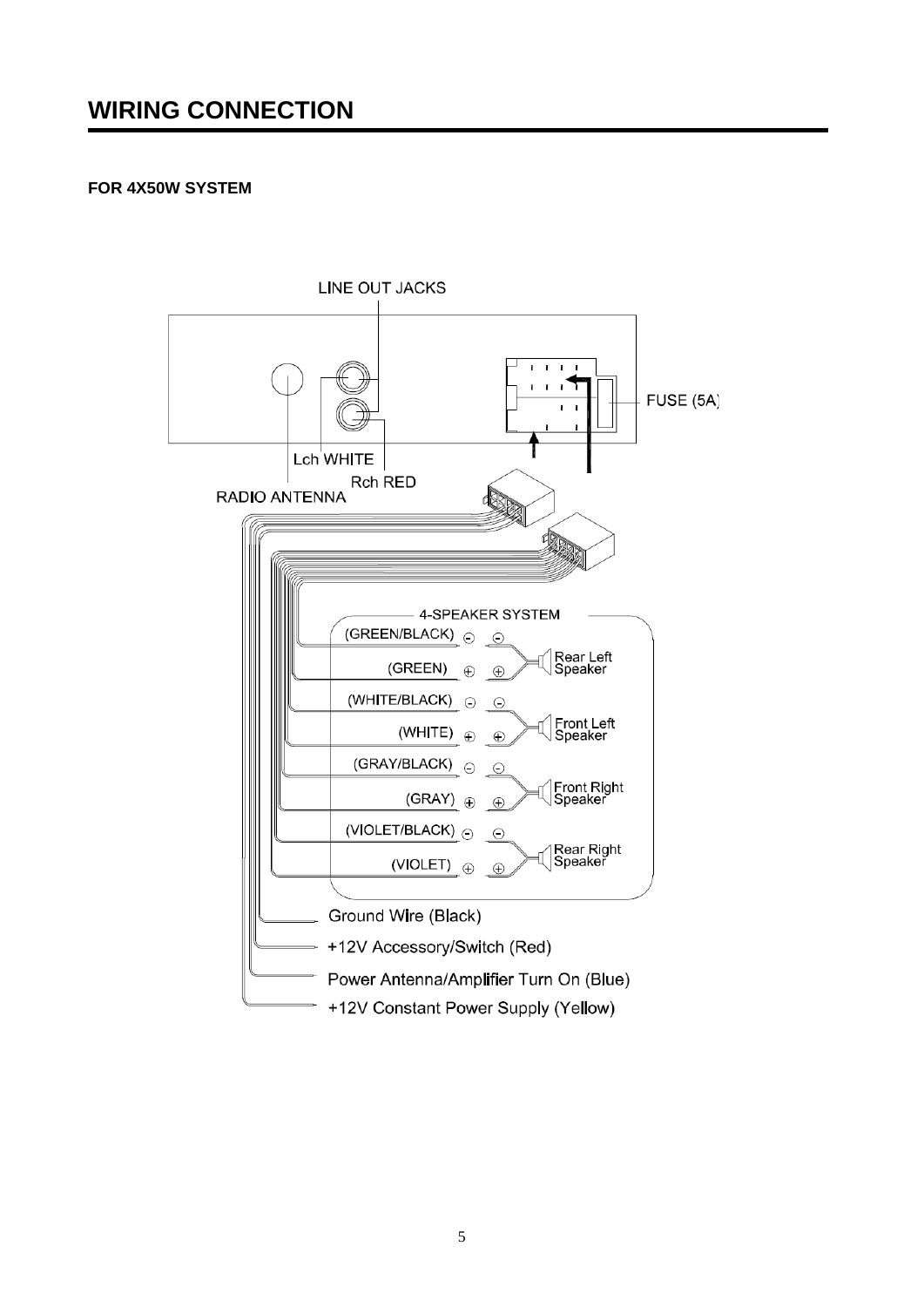# WIRING CONNECTION

**FOR 4X50W SYSTEM**

LINE OUT JACKS

FUSE (5A)

Lch WHITE

Rch RED

RADIO ANTENNA

4-SPEAKER SYSTEM

(GREEN/BLACK) ⊖ ⊖

(GREEN) ⊕ ⊕

Rear Left Speaker

(WHITE/BLACK) ⊖ ⊖

(WHITE) ⊕ ⊕

Front Left Speaker

(GRAY/BLACK) ⊖ ⊖

(GRAY) ⊕ ⊕

Front Right Speaker

(VIOLET/BLACK) ⊖ ⊖

(VIOLET) ⊕ ⊕

Rear Right Speaker

Ground Wire (Black)

+12V Accessory/Switch (Red)

Power Antenna/Amplifier Turn On (Blue)

+12V Constant Power Supply (Yellow)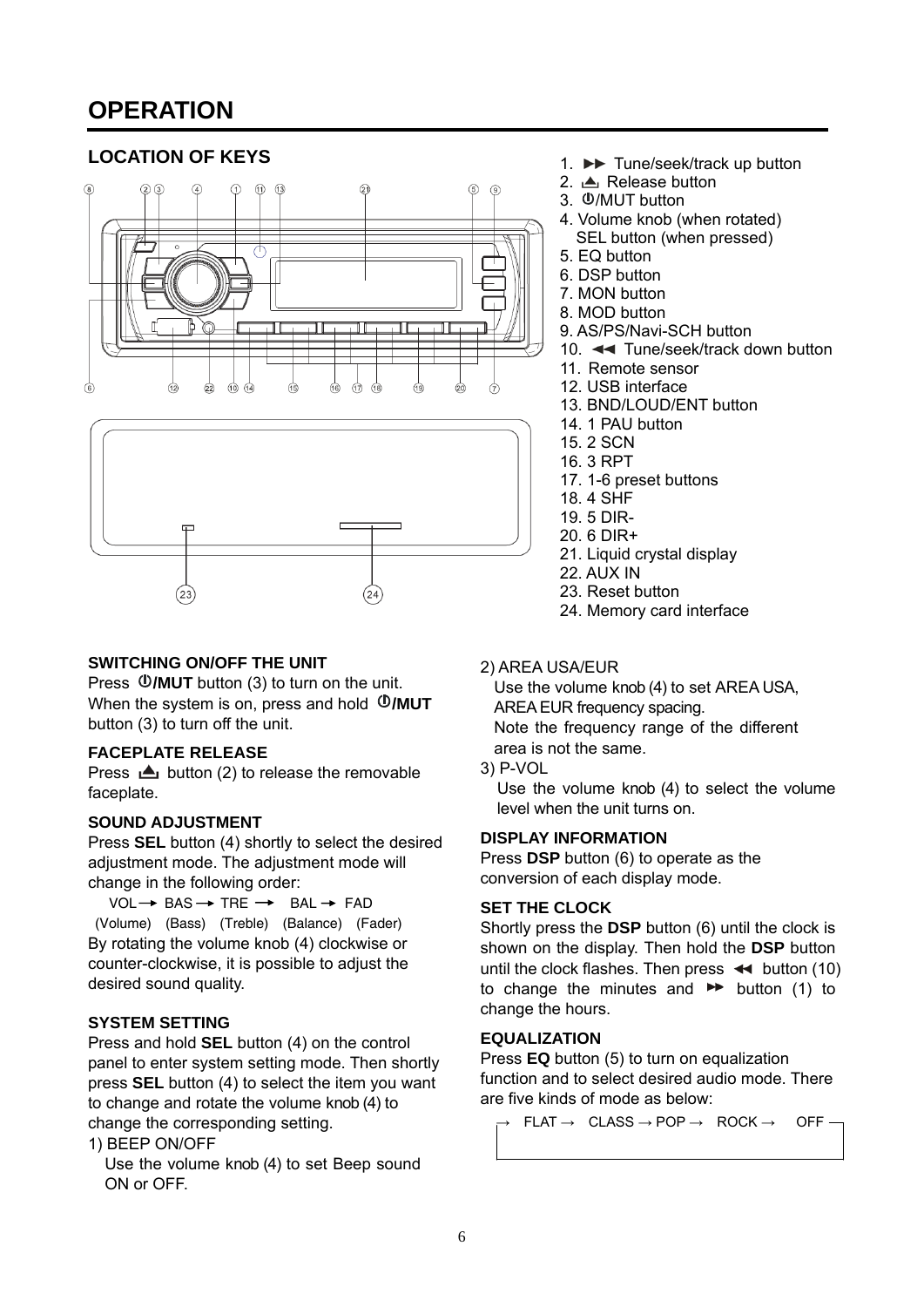# OPERATION

## LOCATION OF KEYS

1. ►► Tune/seek/track up button
2. ⏏ Release button
3. ⏻/MUT button
4. Volume knob (when rotated)
   SEL button (when pressed)
5. EQ button
6. DSP button
7. MON button
8. MOD button
9. AS/PS/Navi-SCH button
10. ◄◄ Tune/seek/track down button
11. Remote sensor
12. USB interface
13. BND/LOUD/ENT button
14. 1 PAU button
15. 2 SCN
16. 3 RPT
17. 1-6 preset buttons
18. 4 SHF
19. 5 DIR-
20. 6 DIR+
21. Liquid crystal display
22. AUX IN
23. Reset button
24. Memory card interface

### SWITCHING ON/OFF THE UNIT

Press ⏻**/MUT** button (3) to turn on the unit. When the system is on, press and hold ⏻**/MUT** button (3) to turn off the unit.

### FACEPLATE RELEASE

Press ⏏ button (2) to release the removable faceplate.

### SOUND ADJUSTMENT

Press **SEL** button (4) shortly to select the desired adjustment mode. The adjustment mode will change in the following order:

VOL → BAS → TRE → BAL → FAD
(Volume) (Bass) (Treble) (Balance) (Fader)

By rotating the volume knob (4) clockwise or counter-clockwise, it is possible to adjust the desired sound quality.

### SYSTEM SETTING

Press and hold **SEL** button (4) on the control panel to enter system setting mode. Then shortly press **SEL** button (4) to select the item you want to change and rotate the volume knob (4) to change the corresponding setting.

1) BEEP ON/OFF
   Use the volume knob (4) to set Beep sound ON or OFF.
2) AREA USA/EUR
   Use the volume knob (4) to set AREA USA, AREA EUR frequency spacing.
   Note the frequency range of the different area is not the same.
3) P-VOL
   Use the volume knob (4) to select the volume level when the unit turns on.

### DISPLAY INFORMATION

Press **DSP** button (6) to operate as the conversion of each display mode.

### SET THE CLOCK

Shortly press the **DSP** button (6) until the clock is shown on the display. Then hold the **DSP** button until the clock flashes. Then press ◄◄ button (10) to change the minutes and ►► button (1) to change the hours.

### EQUALIZATION

Press **EQ** button (5) to turn on equalization function and to select desired audio mode. There are five kinds of mode as below:

→ FLAT → CLASS → POP → ROCK → OFF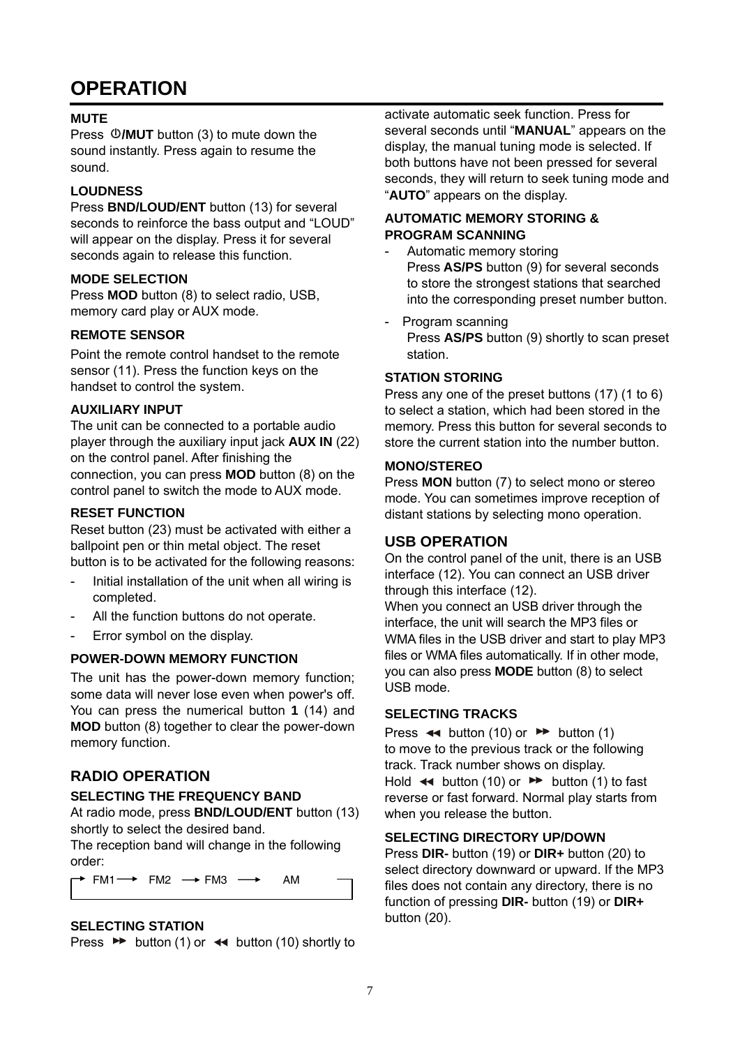# OPERATION

### MUTE

Press ⏻**/MUT** button (3) to mute down the sound instantly. Press again to resume the sound.

### LOUDNESS

Press **BND/LOUD/ENT** button (13) for several seconds to reinforce the bass output and "LOUD" will appear on the display. Press it for several seconds again to release this function.

### MODE SELECTION

Press **MOD** button (8) to select radio, USB, memory card play or AUX mode.

### REMOTE SENSOR

Point the remote control handset to the remote sensor (11). Press the function keys on the handset to control the system.

### AUXILIARY INPUT

The unit can be connected to a portable audio player through the auxiliary input jack **AUX IN** (22) on the control panel. After finishing the connection, you can press **MOD** button (8) on the control panel to switch the mode to AUX mode.

### RESET FUNCTION

Reset button (23) must be activated with either a ballpoint pen or thin metal object. The reset button is to be activated for the following reasons:

- Initial installation of the unit when all wiring is completed.
- All the function buttons do not operate.
- Error symbol on the display.

### POWER-DOWN MEMORY FUNCTION

The unit has the power-down memory function; some data will never lose even when power's off. You can press the numerical button **1** (14) and **MOD** button (8) together to clear the power-down memory function.

## RADIO OPERATION

### SELECTING THE FREQUENCY BAND

At radio mode, press **BND/LOUD/ENT** button (13) shortly to select the desired band.

The reception band will change in the following order:

→ FM1 → FM2 → FM3 → AM

### SELECTING STATION

Press ▶▶ button (1) or ◀◀ button (10) shortly to activate automatic seek function. Press for several seconds until "**MANUAL**" appears on the display, the manual tuning mode is selected. If both buttons have not been pressed for several seconds, they will return to seek tuning mode and "**AUTO**" appears on the display.

### AUTOMATIC MEMORY STORING & PROGRAM SCANNING

- Automatic memory storing
  Press **AS/PS** button (9) for several seconds to store the strongest stations that searched into the corresponding preset number button.
- Program scanning
  Press **AS/PS** button (9) shortly to scan preset station.

### STATION STORING

Press any one of the preset buttons (17) (1 to 6) to select a station, which had been stored in the memory. Press this button for several seconds to store the current station into the number button.

### MONO/STEREO

Press **MON** button (7) to select mono or stereo mode. You can sometimes improve reception of distant stations by selecting mono operation.

## USB OPERATION

On the control panel of the unit, there is an USB interface (12). You can connect an USB driver through this interface (12).

When you connect an USB driver through the interface, the unit will search the MP3 files or WMA files in the USB driver and start to play MP3 files or WMA files automatically. If in other mode, you can also press **MODE** button (8) to select USB mode.

### SELECTING TRACKS

Press ◀◀ button (10) or ▶▶ button (1) to move to the previous track or the following track. Track number shows on display.

Hold ◀◀ button (10) or ▶▶ button (1) to fast reverse or fast forward. Normal play starts from when you release the button.

### SELECTING DIRECTORY UP/DOWN

Press **DIR-** button (19) or **DIR+** button (20) to select directory downward or upward. If the MP3 files does not contain any directory, there is no function of pressing **DIR-** button (19) or **DIR+** button (20).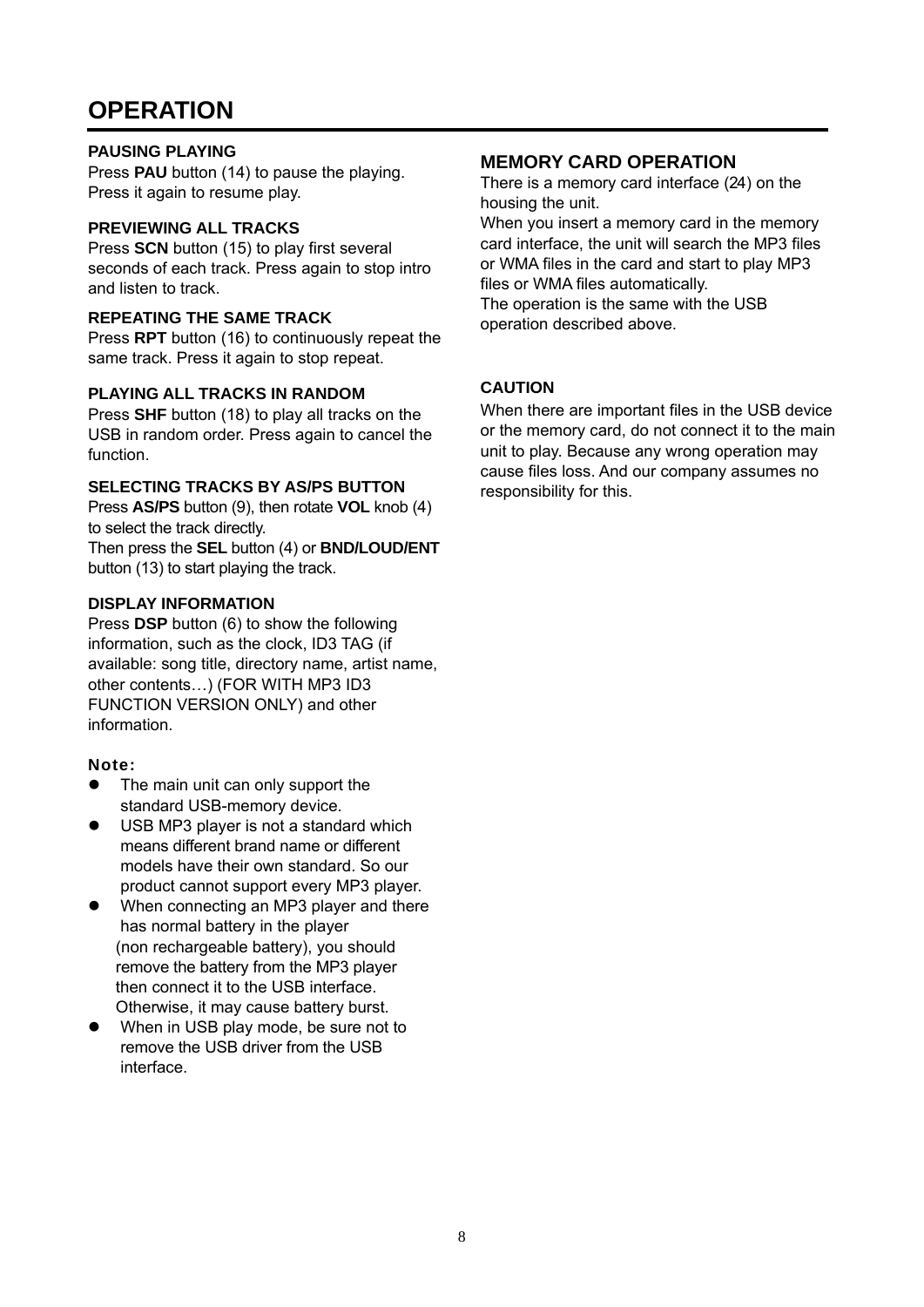# OPERATION

### PAUSING PLAYING

Press **PAU** button (14) to pause the playing. Press it again to resume play.

### PREVIEWING ALL TRACKS

Press **SCN** button (15) to play first several seconds of each track. Press again to stop intro and listen to track.

### REPEATING THE SAME TRACK

Press **RPT** button (16) to continuously repeat the same track. Press it again to stop repeat.

### PLAYING ALL TRACKS IN RANDOM

Press **SHF** button (18) to play all tracks on the USB in random order. Press again to cancel the function.

### SELECTING TRACKS BY AS/PS BUTTON

Press **AS/PS** button (9), then rotate **VOL** knob (4) to select the track directly.
Then press the **SEL** button (4) or **BND/LOUD/ENT** button (13) to start playing the track.

### DISPLAY INFORMATION

Press **DSP** button (6) to show the following information, such as the clock, ID3 TAG (if available: song title, directory name, artist name, other contents…) (FOR WITH MP3 ID3 FUNCTION VERSION ONLY) and other information.

**Note:**

- The main unit can only support the standard USB-memory device.
- USB MP3 player is not a standard which means different brand name or different models have their own standard. So our product cannot support every MP3 player.
- When connecting an MP3 player and there has normal battery in the player (non rechargeable battery), you should remove the battery from the MP3 player then connect it to the USB interface. Otherwise, it may cause battery burst.
- When in USB play mode, be sure not to remove the USB driver from the USB interface.

## MEMORY CARD OPERATION

There is a memory card interface (24) on the housing the unit.
When you insert a memory card in the memory card interface, the unit will search the MP3 files or WMA files in the card and start to play MP3 files or WMA files automatically.
The operation is the same with the USB operation described above.

### CAUTION

When there are important files in the USB device or the memory card, do not connect it to the main unit to play. Because any wrong operation may cause files loss. And our company assumes no responsibility for this.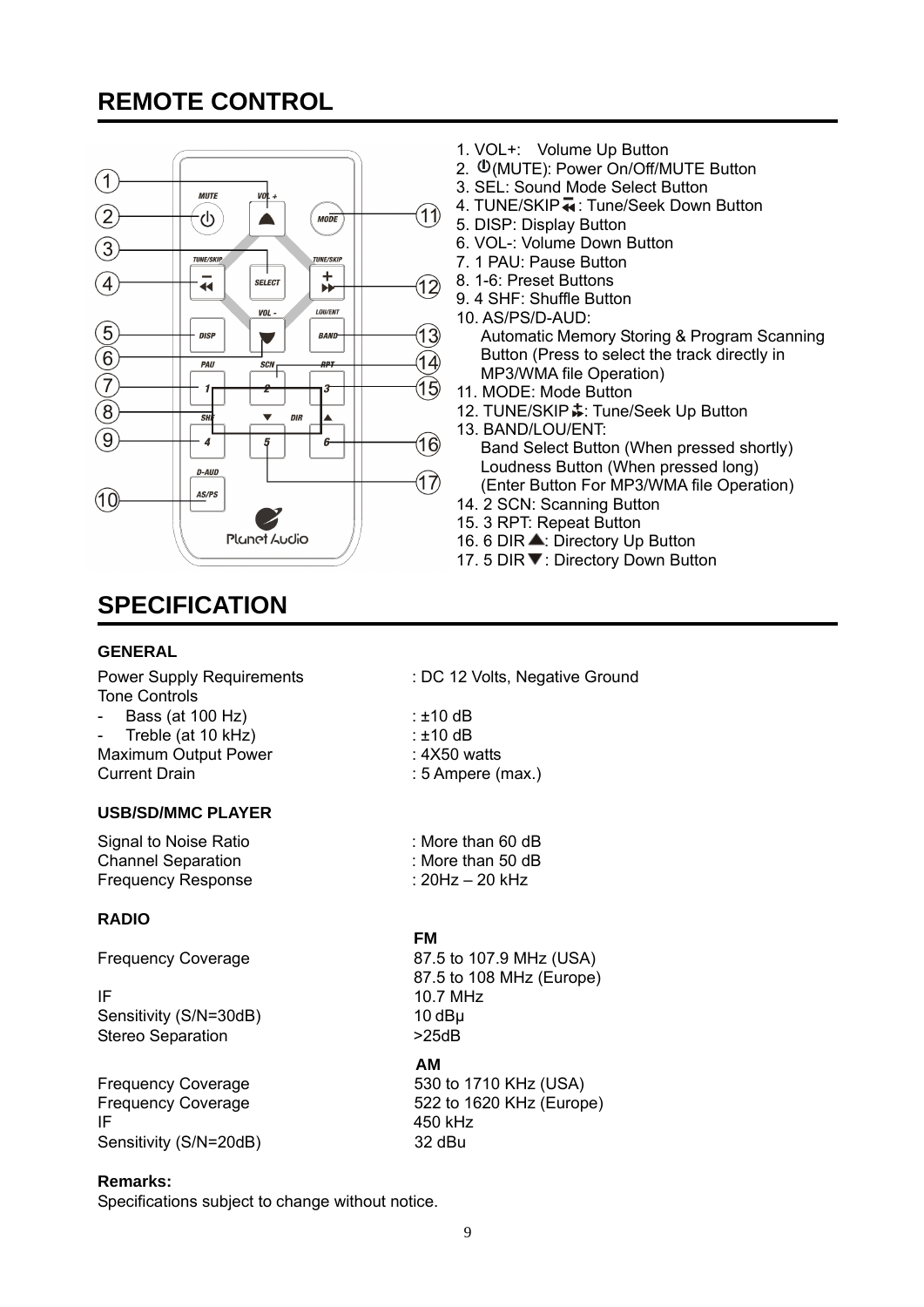# REMOTE CONTROL

1. VOL+: Volume Up Button
2. ⏻(MUTE): Power On/Off/MUTE Button
3. SEL: Sound Mode Select Button
4. TUNE/SKIP ⏪: Tune/Seek Down Button
5. DISP: Display Button
6. VOL-: Volume Down Button
7. 1 PAU: Pause Button
8. 1-6: Preset Buttons
9. 4 SHF: Shuffle Button
10. AS/PS/D-AUD: Automatic Memory Storing & Program Scanning Button (Press to select the track directly in MP3/WMA file Operation)
11. MODE: Mode Button
12. TUNE/SKIP ⏩: Tune/Seek Up Button
13. BAND/LOU/ENT: Band Select Button (When pressed shortly) Loudness Button (When pressed long) (Enter Button For MP3/WMA file Operation)
14. 2 SCN: Scanning Button
15. 3 RPT: Repeat Button
16. 6 DIR ▲: Directory Up Button
17. 5 DIR ▼: Directory Down Button

# SPECIFICATION

### GENERAL

| | |
|---|---|
| Power Supply Requirements | : DC 12 Volts, Negative Ground |
| Tone Controls | |
| - Bass (at 100 Hz) | : ±10 dB |
| - Treble (at 10 kHz) | : ±10 dB |
| Maximum Output Power | : 4X50 watts |
| Current Drain | : 5 Ampere (max.) |

### USB/SD/MMC PLAYER

| | |
|---|---|
| Signal to Noise Ratio | : More than 60 dB |
| Channel Separation | : More than 50 dB |
| Frequency Response | : 20Hz – 20 kHz |

### RADIO

| | FM |
|---|---|
| Frequency Coverage | 87.5 to 107.9 MHz (USA) |
| | 87.5 to 108 MHz (Europe) |
| IF | 10.7 MHz |
| Sensitivity (S/N=30dB) | 10 dBµ |
| Stereo Separation | >25dB |

| | AM |
|---|---|
| Frequency Coverage | 530 to 1710 KHz (USA) |
| Frequency Coverage | 522 to 1620 KHz (Europe) |
| IF | 450 kHz |
| Sensitivity (S/N=20dB) | 32 dBu |

**Remarks:**

Specifications subject to change without notice.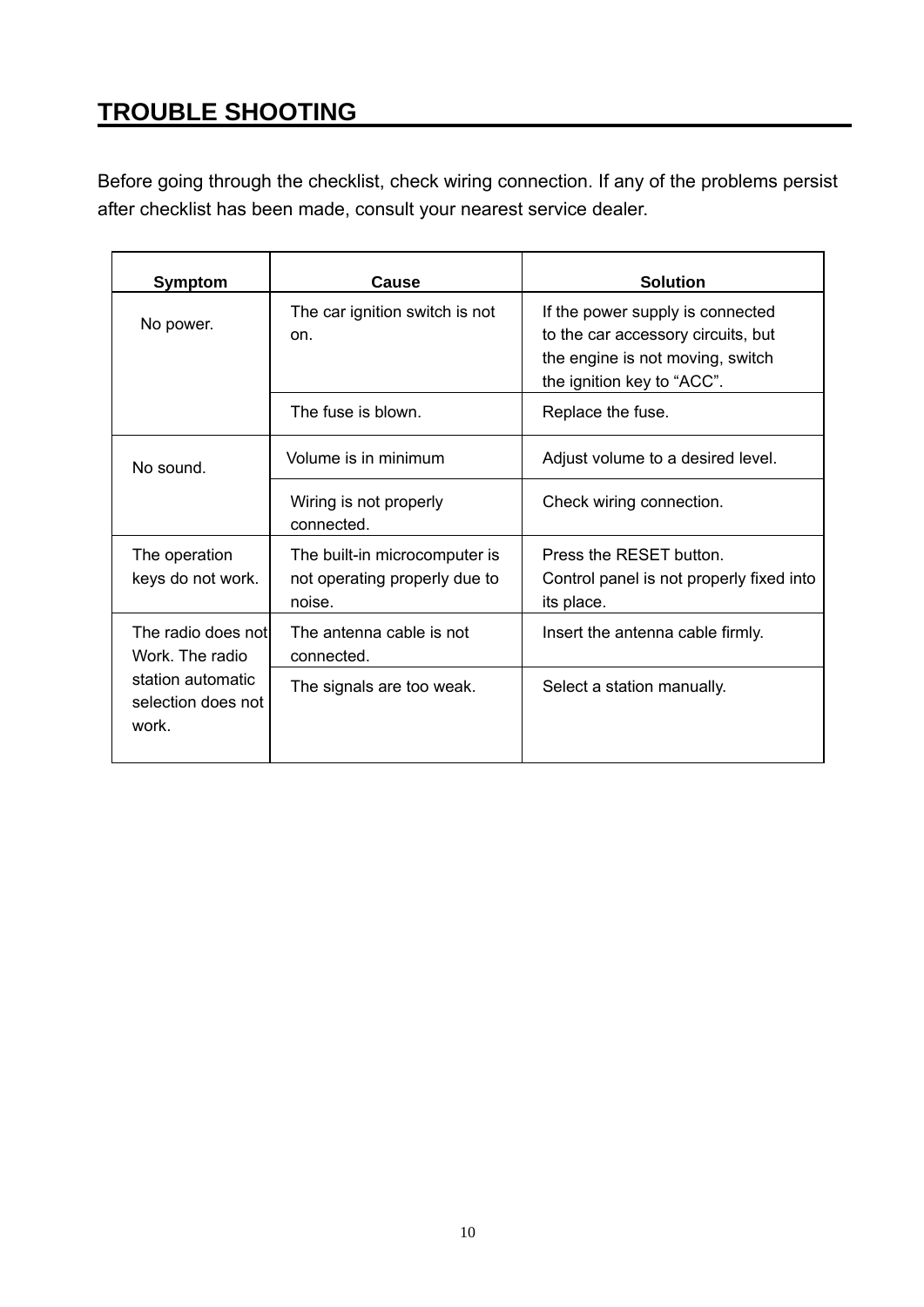## TROUBLE SHOOTING

Before going through the checklist, check wiring connection. If any of the problems persist after checklist has been made, consult your nearest service dealer.

| Symptom | Cause | Solution |
|---|---|---|
| No power. | The car ignition switch is not on. | If the power supply is connected to the car accessory circuits, but the engine is not moving, switch the ignition key to "ACC". |
| | The fuse is blown. | Replace the fuse. |
| No sound. | Volume is in minimum | Adjust volume to a desired level. |
| | Wiring is not properly connected. | Check wiring connection. |
| The operation keys do not work. | The built-in microcomputer is not operating properly due to noise. | Press the RESET button. Control panel is not properly fixed into its place. |
| The radio does not Work. The radio station automatic selection does not work. | The antenna cable is not connected. | Insert the antenna cable firmly. |
| | The signals are too weak. | Select a station manually. |